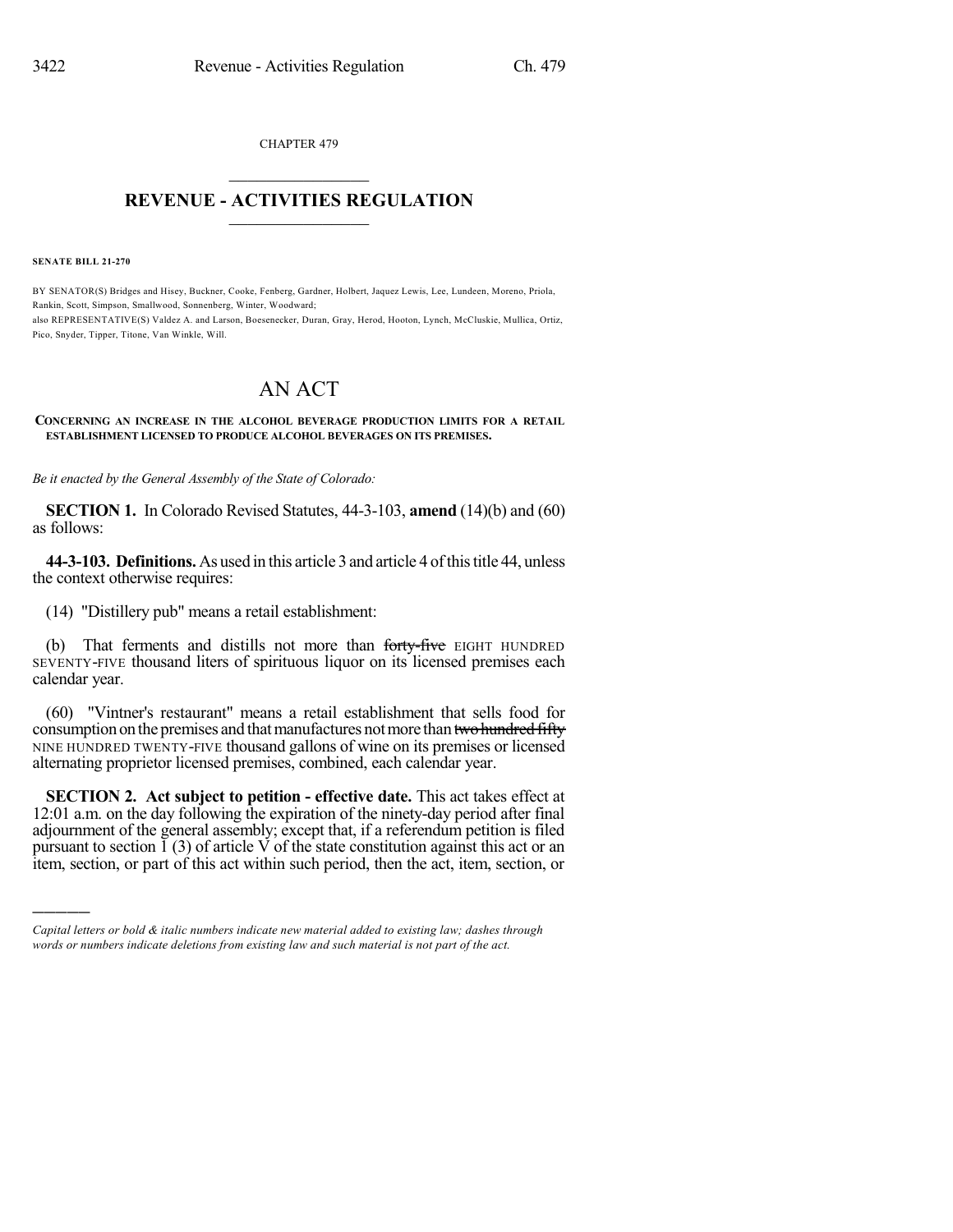CHAPTER 479

# REVENUE - ACTIVITIES REGULATION

**SENATE BILL 21-270**

BY SENATOR(S) Bridges and Hisey, Buckner, Cooke, Fenberg, Gardner, Holbert, Jaquez Lewis, Lee, Lundeen, Moreno, Priola, Rankin, Scott, Simpson, Smallwood, Sonnenberg, Winter, Woodward;
also REPRESENTATIVE(S) Valdez A. and Larson, Boesenecker, Duran, Gray, Herod, Hooton, Lynch, McCluskie, Mullica, Ortiz, Pico, Snyder, Tipper, Titone, Van Winkle, Will.

# AN ACT

**CONCERNING AN INCREASE IN THE ALCOHOL BEVERAGE PRODUCTION LIMITS FOR A RETAIL ESTABLISHMENT LICENSED TO PRODUCE ALCOHOL BEVERAGES ON ITS PREMISES.**

*Be it enacted by the General Assembly of the State of Colorado:*

**SECTION 1.** In Colorado Revised Statutes, 44-3-103, **amend** (14)(b) and (60) as follows:

**44-3-103. Definitions.** As used in this article 3 and article 4 of this title 44, unless the context otherwise requires:

(14) "Distillery pub" means a retail establishment:

(b) That ferments and distills not more than ~~forty-five~~ EIGHT HUNDRED SEVENTY-FIVE thousand liters of spirituous liquor on its licensed premises each calendar year.

(60) "Vintner's restaurant" means a retail establishment that sells food for consumption on the premises and that manufactures not more than ~~two hundred fifty~~ NINE HUNDRED TWENTY-FIVE thousand gallons of wine on its premises or licensed alternating proprietor licensed premises, combined, each calendar year.

**SECTION 2. Act subject to petition - effective date.** This act takes effect at 12:01 a.m. on the day following the expiration of the ninety-day period after final adjournment of the general assembly; except that, if a referendum petition is filed pursuant to section 1 (3) of article V of the state constitution against this act or an item, section, or part of this act within such period, then the act, item, section, or

---

*Capital letters or bold & italic numbers indicate new material added to existing law; dashes through words or numbers indicate deletions from existing law and such material is not part of the act.*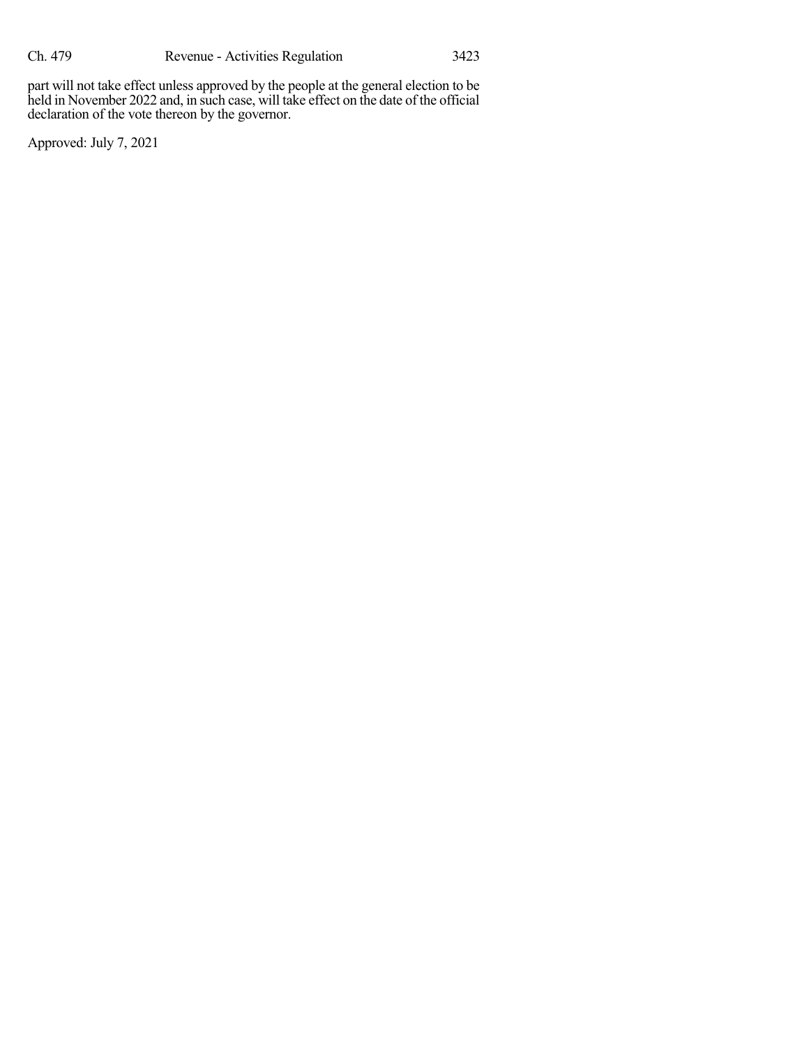part will not take effect unless approved by the people at the general election to be held in November 2022 and, in such case, will take effect on the date of the official declaration of the vote thereon by the governor.

Approved: July 7, 2021